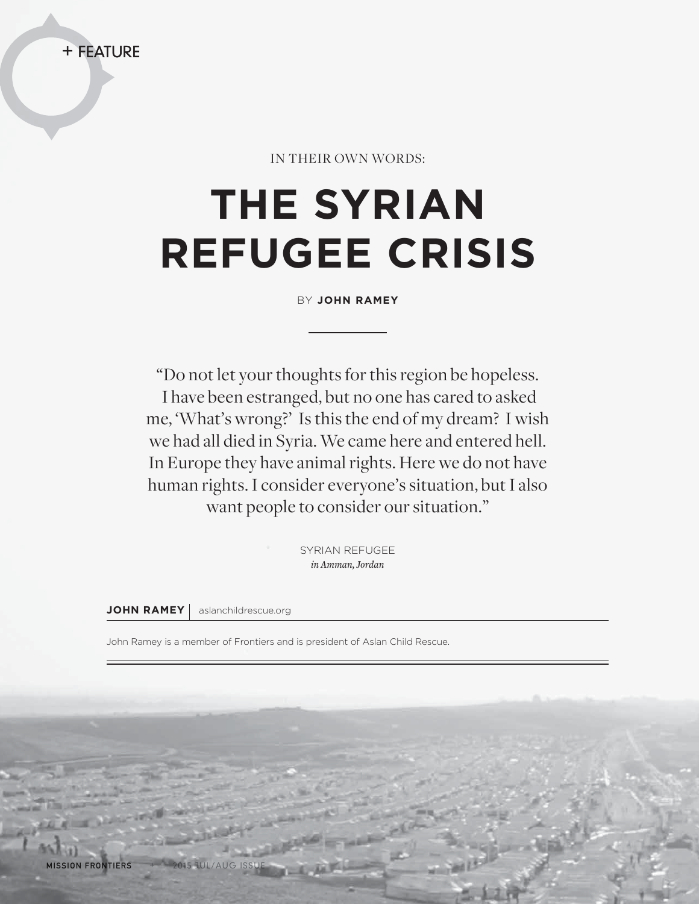+ FEATURE

IN THEIR OWN WORDS:

# THE SYRIAN REFUGEE CRISIS

BY **JOHN RAMEY**

"Do not let your thoughts for this region be hopeless. I have been estranged, but no one has cared to asked me, 'What's wrong?' Is this the end of my dream? I wish we had all died in Syria. We came here and entered hell. In Europe they have animal rights. Here we do not have human rights. I consider everyone's situation, but I also want people to consider our situation."

SYRIAN REFUGEE
*in Amman, Jordan*

**JOHN RAMEY** | aslanchildrescue.org

John Ramey is a member of Frontiers and is president of Aslan Child Rescue.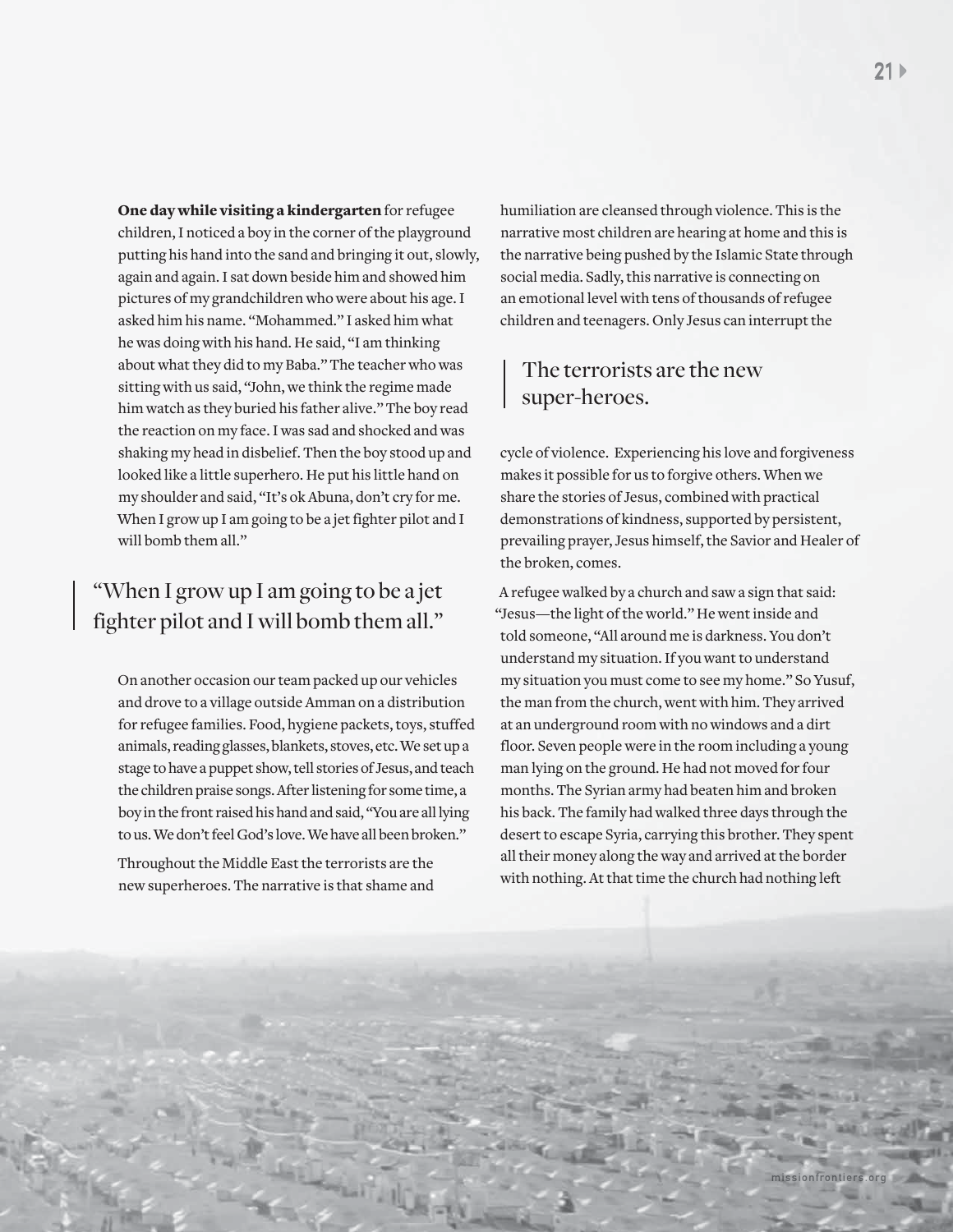**One day while visiting a kindergarten** for refugee children, I noticed a boy in the corner of the playground putting his hand into the sand and bringing it out, slowly, again and again. I sat down beside him and showed him pictures of my grandchildren who were about his age. I asked him his name. "Mohammed." I asked him what he was doing with his hand. He said, "I am thinking about what they did to my Baba." The teacher who was sitting with us said, "John, we think the regime made him watch as they buried his father alive." The boy read the reaction on my face. I was sad and shocked and was shaking my head in disbelief. Then the boy stood up and looked like a little superhero. He put his little hand on my shoulder and said, "It's ok Abuna, don't cry for me. When I grow up I am going to be a jet fighter pilot and I will bomb them all."

> "When I grow up I am going to be a jet fighter pilot and I will bomb them all."

On another occasion our team packed up our vehicles and drove to a village outside Amman on a distribution for refugee families. Food, hygiene packets, toys, stuffed animals, reading glasses, blankets, stoves, etc. We set up a stage to have a puppet show, tell stories of Jesus, and teach the children praise songs. After listening for some time, a boy in the front raised his hand and said, "You are all lying to us. We don't feel God's love. We have all been broken."

Throughout the Middle East the terrorists are the new superheroes. The narrative is that shame and humiliation are cleansed through violence. This is the narrative most children are hearing at home and this is the narrative being pushed by the Islamic State through social media. Sadly, this narrative is connecting on an emotional level with tens of thousands of refugee children and teenagers. Only Jesus can interrupt the cycle of violence. Experiencing his love and forgiveness makes it possible for us to forgive others. When we share the stories of Jesus, combined with practical demonstrations of kindness, supported by persistent, prevailing prayer, Jesus himself, the Savior and Healer of the broken, comes.

> The terrorists are the new super-heroes.

A refugee walked by a church and saw a sign that said: "Jesus—the light of the world." He went inside and told someone, "All around me is darkness. You don't understand my situation. If you want to understand my situation you must come to see my home." So Yusuf, the man from the church, went with him. They arrived at an underground room with no windows and a dirt floor. Seven people were in the room including a young man lying on the ground. He had not moved for four months. The Syrian army had beaten him and broken his back. The family had walked three days through the desert to escape Syria, carrying this brother. They spent all their money along the way and arrived at the border with nothing. At that time the church had nothing left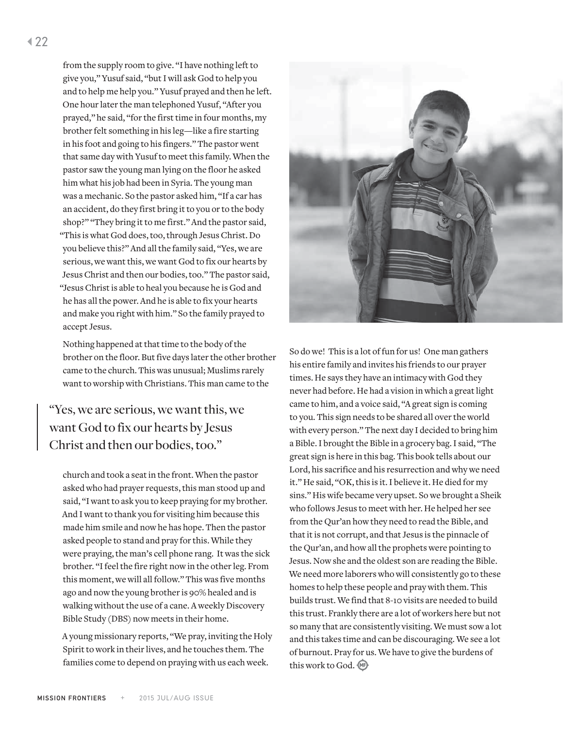from the supply room to give. "I have nothing left to give you," Yusuf said, "but I will ask God to help you and to help me help you." Yusuf prayed and then he left. One hour later the man telephoned Yusuf, "After you prayed," he said, "for the first time in four months, my brother felt something in his leg—like a fire starting in his foot and going to his fingers." The pastor went that same day with Yusuf to meet this family. When the pastor saw the young man lying on the floor he asked him what his job had been in Syria. The young man was a mechanic. So the pastor asked him, "If a car has an accident, do they first bring it to you or to the body shop?" "They bring it to me first." And the pastor said, "This is what God does, too, through Jesus Christ. Do you believe this?" And all the family said, "Yes, we are serious, we want this, we want God to fix our hearts by Jesus Christ and then our bodies, too." The pastor said, "Jesus Christ is able to heal you because he is God and he has all the power. And he is able to fix your hearts and make you right with him." So the family prayed to accept Jesus.

Nothing happened at that time to the body of the brother on the floor. But five days later the other brother came to the church. This was unusual; Muslims rarely want to worship with Christians. This man came to the church and took a seat in the front. When the pastor asked who had prayer requests, this man stood up and said, "I want to ask you to keep praying for my brother. And I want to thank you for visiting him because this made him smile and now he has hope. Then the pastor asked people to stand and pray for this. While they were praying, the man's cell phone rang. It was the sick brother. "I feel the fire right now in the other leg. From this moment, we will all follow." This was five months ago and now the young brother is 90% healed and is walking without the use of a cane. A weekly Discovery Bible Study (DBS) now meets in their home.

> "Yes, we are serious, we want this, we want God to fix our hearts by Jesus Christ and then our bodies, too."

A young missionary reports, "We pray, inviting the Holy Spirit to work in their lives, and he touches them. The families come to depend on praying with us each week. So do we! This is a lot of fun for us! One man gathers his entire family and invites his friends to our prayer times. He says they have an intimacy with God they never had before. He had a vision in which a great light came to him, and a voice said, "A great sign is coming to you. This sign needs to be shared all over the world with every person." The next day I decided to bring him a Bible. I brought the Bible in a grocery bag. I said, "The great sign is here in this bag. This book tells about our Lord, his sacrifice and his resurrection and why we need it." He said, "OK, this is it. I believe it. He died for my sins." His wife became very upset. So we brought a Sheik who follows Jesus to meet with her. He helped her see from the Qur'an how they need to read the Bible, and that it is not corrupt, and that Jesus is the pinnacle of the Qur'an, and how all the prophets were pointing to Jesus. Now she and the oldest son are reading the Bible. We need more laborers who will consistently go to these homes to help these people and pray with them. This builds trust. We find that 8-10 visits are needed to build this trust. Frankly there are a lot of workers here but not so many that are consistently visiting. We must sow a lot and this takes time and can be discouraging. We see a lot of burnout. Pray for us. We have to give the burdens of this work to God.